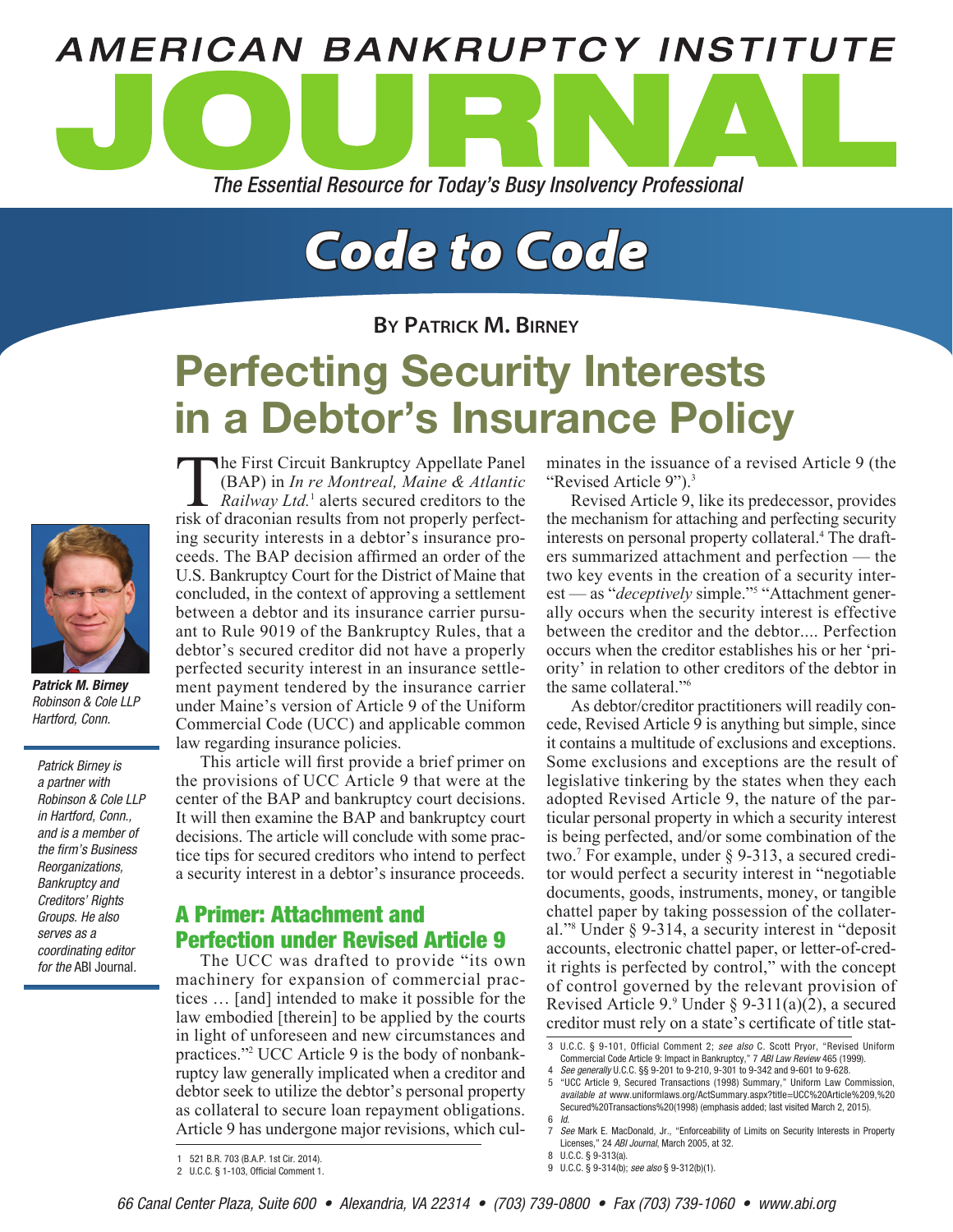# Code to Code

**By Patrick M. Birney**

# Perfecting Security Interests in a Debtor's Insurance Policy

***Patrick M. Birney***
*Robinson & Cole LLP*
*Hartford, Conn.*

*Patrick Birney is a partner with Robinson & Cole LLP in Hartford, Conn., and is a member of the firm's Business Reorganizations, Bankruptcy and Creditors' Rights Groups. He also serves as a coordinating editor for the* ABI Journal.

The First Circuit Bankruptcy Appellate Panel (BAP) in *In re Montreal, Maine & Atlantic Railway Ltd.*[1] alerts secured creditors to the risk of draconian results from not properly perfecting security interests in a debtor's insurance proceeds. The BAP decision affirmed an order of the U.S. Bankruptcy Court for the District of Maine that concluded, in the context of approving a settlement between a debtor and its insurance carrier pursuant to Rule 9019 of the Bankruptcy Rules, that a debtor's secured creditor did not have a properly perfected security interest in an insurance settlement payment tendered by the insurance carrier under Maine's version of Article 9 of the Uniform Commercial Code (UCC) and applicable common law regarding insurance policies.

This article will first provide a brief primer on the provisions of UCC Article 9 that were at the center of the BAP and bankruptcy court decisions. It will then examine the BAP and bankruptcy court decisions. The article will conclude with some practice tips for secured creditors who intend to perfect a security interest in a debtor's insurance proceeds.

## A Primer: Attachment and Perfection under Revised Article 9

The UCC was drafted to provide "its own machinery for expansion of commercial practices … [and] intended to make it possible for the law embodied [therein] to be applied by the courts in light of unforeseen and new circumstances and practices."[2] UCC Article 9 is the body of nonbankruptcy law generally implicated when a creditor and debtor seek to utilize the debtor's personal property as collateral to secure loan repayment obligations. Article 9 has undergone major revisions, which culminates in the issuance of a revised Article 9 (the "Revised Article 9").[3]

Revised Article 9, like its predecessor, provides the mechanism for attaching and perfecting security interests on personal property collateral.[4] The drafters summarized attachment and perfection — the two key events in the creation of a security interest — as "*deceptively* simple."[5] "Attachment generally occurs when the security interest is effective between the creditor and the debtor.... Perfection occurs when the creditor establishes his or her 'priority' in relation to other creditors of the debtor in the same collateral."[6]

As debtor/creditor practitioners will readily concede, Revised Article 9 is anything but simple, since it contains a multitude of exclusions and exceptions. Some exclusions and exceptions are the result of legislative tinkering by the states when they each adopted Revised Article 9, the nature of the particular personal property in which a security interest is being perfected, and/or some combination of the two.[7] For example, under § 9-313, a secured creditor would perfect a security interest in "negotiable documents, goods, instruments, money, or tangible chattel paper by taking possession of the collateral."[8] Under § 9-314, a security interest in "deposit accounts, electronic chattel paper, or letter-of-credit rights is perfected by control," with the concept of control governed by the relevant provision of Revised Article 9.[9] Under § 9-311(a)(2), a secured creditor must rely on a state's certificate of title stat-

---

1 521 B.R. 703 (B.A.P. 1st Cir. 2014).

2 U.C.C. § 1-103, Official Comment 1.

3 U.C.C. § 9-101, Official Comment 2; *see also* C. Scott Pryor, "Revised Uniform Commercial Code Article 9: Impact in Bankruptcy," 7 *ABI Law Review* 465 (1999).

4 *See generally* U.C.C. §§ 9-201 to 9-210, 9-301 to 9-342 and 9-601 to 9-628.

5 "UCC Article 9, Secured Transactions (1998) Summary," Uniform Law Commission, *available at* www.uniformlaws.org/ActSummary.aspx?title=UCC%20Article%209,%20Secured%20Transactions%20(1998) (emphasis added; last visited March 2, 2015).

6 *Id.*

7 *See* Mark E. MacDonald, Jr., "Enforceability of Limits on Security Interests in Property Licenses," 24 *ABI Journal*, March 2005, at 32.

8 U.C.C. § 9-313(a).

9 U.C.C. § 9-314(b); *see also* § 9-312(b)(1).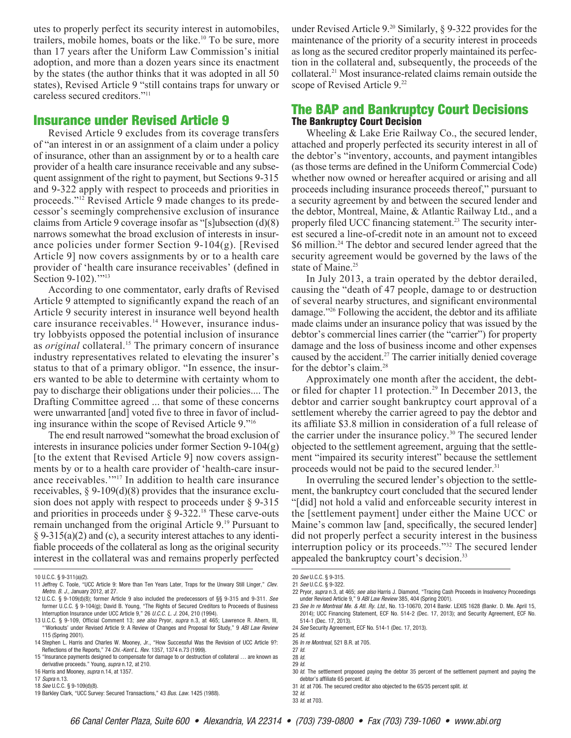utes to properly perfect its security interest in automobiles, trailers, mobile homes, boats or the like.[10] To be sure, more than 17 years after the Uniform Law Commission's initial adoption, and more than a dozen years since its enactment by the states (the author thinks that it was adopted in all 50 states), Revised Article 9 "still contains traps for unwary or careless secured creditors."[11]

## Insurance under Revised Article 9

Revised Article 9 excludes from its coverage transfers of "an interest in or an assignment of a claim under a policy of insurance, other than an assignment by or to a health care provider of a health care insurance receivable and any subsequent assignment of the right to payment, but Sections 9-315 and 9-322 apply with respect to proceeds and priorities in proceeds."[12] Revised Article 9 made changes to its predecessor's seemingly comprehensive exclusion of insurance claims from Article 9 coverage insofar as "[s]ubsection (d)(8) narrows somewhat the broad exclusion of interests in insurance policies under former Section 9-104(g). [Revised Article 9] now covers assignments by or to a health care provider of 'health care insurance receivables' (defined in Section 9-102).'"[13]

According to one commentator, early drafts of Revised Article 9 attempted to significantly expand the reach of an Article 9 security interest in insurance well beyond health care insurance receivables.[14] However, insurance industry lobbyists opposed the potential inclusion of insurance as *original* collateral.[15] The primary concern of insurance industry representatives related to elevating the insurer's status to that of a primary obligor. "In essence, the insurers wanted to be able to determine with certainty whom to pay to discharge their obligations under their policies.... The Drafting Committee agreed ... that some of these concerns were unwarranted [and] voted five to three in favor of including insurance within the scope of Revised Article 9."[16]

The end result narrowed "somewhat the broad exclusion of interests in insurance policies under former Section 9-104(g) [to the extent that Revised Article 9] now covers assignments by or to a health care provider of 'health-care insurance receivables.'"[17] In addition to health care insurance receivables, § 9-109(d)(8) provides that the insurance exclusion does not apply with respect to proceeds under § 9-315 and priorities in proceeds under § 9-322.[18] These carve-outs remain unchanged from the original Article 9.[19] Pursuant to § 9-315(a)(2) and (c), a security interest attaches to any identifiable proceeds of the collateral as long as the original security interest in the collateral was and remains properly perfected under Revised Article 9.[20] Similarly, § 9-322 provides for the maintenance of the priority of a security interest in proceeds as long as the secured creditor properly maintained its perfection in the collateral and, subsequently, the proceeds of the collateral.[21] Most insurance-related claims remain outside the scope of Revised Article 9.[22]

## The BAP and Bankruptcy Court Decisions

### The Bankruptcy Court Decision

Wheeling & Lake Erie Railway Co., the secured lender, attached and properly perfected its security interest in all of the debtor's "inventory, accounts, and payment intangibles (as those terms are defined in the Uniform Commercial Code) whether now owned or hereafter acquired or arising and all proceeds including insurance proceeds thereof," pursuant to a security agreement by and between the secured lender and the debtor, Montreal, Maine, & Atlantic Railway Ltd., and a properly filed UCC financing statement.[23] The security interest secured a line-of-credit note in an amount not to exceed $6 million.[24] The debtor and secured lender agreed that the security agreement would be governed by the laws of the state of Maine.[25]

In July 2013, a train operated by the debtor derailed, causing the "death of 47 people, damage to or destruction of several nearby structures, and significant environmental damage."[26] Following the accident, the debtor and its affiliate made claims under an insurance policy that was issued by the debtor's commercial lines carrier (the "carrier") for property damage and the loss of business income and other expenses caused by the accident.[27] The carrier initially denied coverage for the debtor's claim.[28]

Approximately one month after the accident, the debtor filed for chapter 11 protection.[29] In December 2013, the debtor and carrier sought bankruptcy court approval of a settlement whereby the carrier agreed to pay the debtor and its affiliate $3.8 million in consideration of a full release of the carrier under the insurance policy.[30] The secured lender objected to the settlement agreement, arguing that the settlement "impaired its security interest" because the settlement proceeds would not be paid to the secured lender.[31]

In overruling the secured lender's objection to the settlement, the bankruptcy court concluded that the secured lender "[did] not hold a valid and enforceable security interest in the [settlement payment] under either the Maine UCC or Maine's common law [and, specifically, the secured lender] did not properly perfect a security interest in the business interruption policy or its proceeds."[32] The secured lender appealed the bankruptcy court's decision.[33]

---

10 U.C.C. § 9-311(a)(2).

11 Jeffrey C. Toole, "UCC Article 9: More than Ten Years Later, Traps for the Unwary Still Linger," *Clev. Metro. B. J.*, January 2012, at 27.

12 U.C.C. § 9-109(d)(8); former Article 9 also included the predecessors of §§ 9-315 and 9-311. *See* former U.C.C. § 9-104(g); David B. Young, "The Rights of Secured Creditors to Proceeds of Business Interruption Insurance under UCC Article 9," 26 *U.C.C. L. J.* 204, 210 (1994).

13 U.C.C. § 9-109, Official Comment 13; *see also* Pryor, *supra* n.3, at 465; Lawrence R. Ahern, III, "'Workouts' under Revised Article 9: A Review of Changes and Proposal for Study," 9 *ABI Law Review* 115 (Spring 2001).

14 Stephen L. Harris and Charles W. Mooney, Jr., "How Successful Was the Revision of UCC Article 9?: Reflections of the Reports," 74 *Chi.-Kent L. Rev.* 1357, 1374 n.73 (1999).

15 "Insurance payments designed to compensate for damage to or destruction of collateral … are known as derivative proceeds." Young, *supra* n.12, at 210.

16 Harris and Mooney, *supra* n.14, at 1357.

17 *Supra* n.13.

18 *See* U.C.C. § 9-109(d)(8).

19 Barkley Clark, "UCC Survey: Secured Transactions," 43 *Bus. Law.* 1425 (1988).

20 *See* U.C.C. § 9-315.

21 *See* U.C.C. § 9-322.

22 Pryor, *supra* n.3, at 465; *see also* Harris J. Diamond, "Tracing Cash Proceeds in Insolvency Proceedings under Revised Article 9," 9 *ABI Law Review* 385, 404 (Spring 2001).

23 *See In re Montreal Me. & Atl. Ry. Ltd.*, No. 13-10670, 2014 Bankr. LEXIS 1628 (Bankr. D. Me. April 15, 2014); UCC Financing Statement, ECF No. 514-2 (Dec. 17, 2013); and Security Agreement, ECF No. 514-1 (Dec. 17, 2013).

24 *See* Security Agreement, ECF No. 514-1 (Dec. 17, 2013).

25 *Id.*

26 *In re Montreal*, 521 B.R. at 705.

27 *Id.*

28 *Id.*

29 *Id.*

30 *Id.* The settlement proposed paying the debtor 35 percent of the settlement payment and paying the debtor's affiliate 65 percent. *Id.*

31 *Id.* at 706. The secured creditor also objected to the 65/35 percent split. *Id.*

32 *Id.*

33 *Id.* at 703.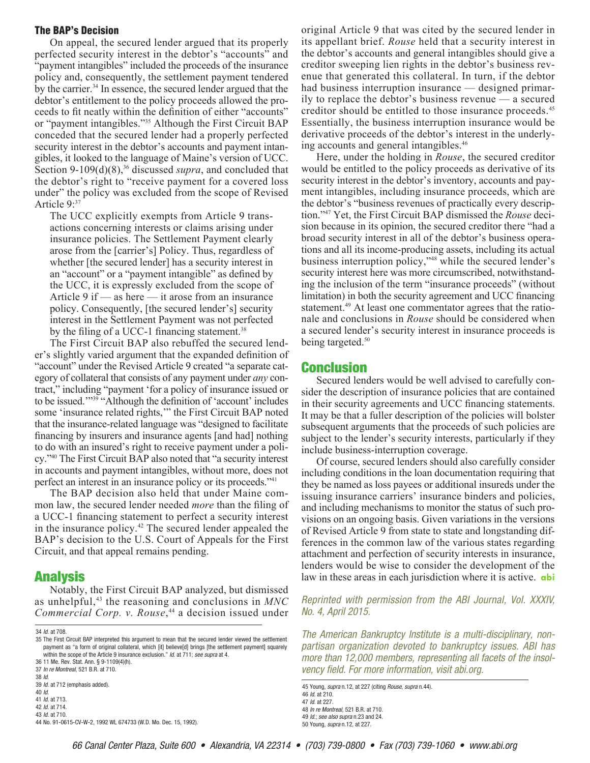### The BAP's Decision

On appeal, the secured lender argued that its properly perfected security interest in the debtor's "accounts" and "payment intangibles" included the proceeds of the insurance policy and, consequently, the settlement payment tendered by the carrier.[34] In essence, the secured lender argued that the debtor's entitlement to the policy proceeds allowed the proceeds to fit neatly within the definition of either "accounts" or "payment intangibles."[35] Although the First Circuit BAP conceded that the secured lender had a properly perfected security interest in the debtor's accounts and payment intangibles, it looked to the language of Maine's version of UCC. Section 9-109(d)(8),[36] discussed *supra*, and concluded that the debtor's right to "receive payment for a covered loss under" the policy was excluded from the scope of Revised Article 9:[37]

> The UCC explicitly exempts from Article 9 transactions concerning interests or claims arising under insurance policies. The Settlement Payment clearly arose from the [carrier's] Policy. Thus, regardless of whether [the secured lender] has a security interest in an "account" or a "payment intangible" as defined by the UCC, it is expressly excluded from the scope of Article 9 if — as here — it arose from an insurance policy. Consequently, [the secured lender's] security interest in the Settlement Payment was not perfected by the filing of a UCC-1 financing statement.[38]

The First Circuit BAP also rebuffed the secured lender's slightly varied argument that the expanded definition of "account" under the Revised Article 9 created "a separate category of collateral that consists of any payment under *any* contract," including "payment 'for a policy of insurance issued or to be issued.'"[39] "Although the definition of 'account' includes some 'insurance related rights,'" the First Circuit BAP noted that the insurance-related language was "designed to facilitate financing by insurers and insurance agents [and had] nothing to do with an insured's right to receive payment under a policy."[40] The First Circuit BAP also noted that "a security interest in accounts and payment intangibles, without more, does not perfect an interest in an insurance policy or its proceeds."[41]

The BAP decision also held that under Maine common law, the secured lender needed *more* than the filing of a UCC-1 financing statement to perfect a security interest in the insurance policy.[42] The secured lender appealed the BAP's decision to the U.S. Court of Appeals for the First Circuit, and that appeal remains pending.

## Analysis

Notably, the First Circuit BAP analyzed, but dismissed as unhelpful,[43] the reasoning and conclusions in *MNC Commercial Corp. v. Rouse*,[44] a decision issued under original Article 9 that was cited by the secured lender in its appellant brief. *Rouse* held that a security interest in the debtor's accounts and general intangibles should give a creditor sweeping lien rights in the debtor's business revenue that generated this collateral. In turn, if the debtor had business interruption insurance — designed primarily to replace the debtor's business revenue — a secured creditor should be entitled to those insurance proceeds.[45] Essentially, the business interruption insurance would be derivative proceeds of the debtor's interest in the underlying accounts and general intangibles.[46]

Here, under the holding in *Rouse*, the secured creditor would be entitled to the policy proceeds as derivative of its security interest in the debtor's inventory, accounts and payment intangibles, including insurance proceeds, which are the debtor's "business revenues of practically every description."[47] Yet, the First Circuit BAP dismissed the *Rouse* decision because in its opinion, the secured creditor there "had a broad security interest in all of the debtor's business operations and all its income-producing assets, including its actual business interruption policy,"[48] while the secured lender's security interest here was more circumscribed, notwithstanding the inclusion of the term "insurance proceeds" (without limitation) in both the security agreement and UCC financing statement.[49] At least one commentator agrees that the rationale and conclusions in *Rouse* should be considered when a secured lender's security interest in insurance proceeds is being targeted.[50]

## Conclusion

Secured lenders would be well advised to carefully consider the description of insurance policies that are contained in their security agreements and UCC financing statements. It may be that a fuller description of the policies will bolster subsequent arguments that the proceeds of such policies are subject to the lender's security interests, particularly if they include business-interruption coverage.

Of course, secured lenders should also carefully consider including conditions in the loan documentation requiring that they be named as loss payees or additional insureds under the issuing insurance carriers' insurance binders and policies, and including mechanisms to monitor the status of such provisions on an ongoing basis. Given variations in the versions of Revised Article 9 from state to state and longstanding differences in the common law of the various states regarding attachment and perfection of security interests in insurance, lenders would be wise to consider the development of the law in these areas in each jurisdiction where it is active. **abi**

*Reprinted with permission from the ABI Journal, Vol. XXXIV, No. 4, April 2015.*

*The American Bankruptcy Institute is a multi-disciplinary, non-partisan organization devoted to bankruptcy issues. ABI has more than 12,000 members, representing all facets of the insolvency field. For more information, visit abi.org.*

---

34 *Id.* at 708.

35 The First Circuit BAP interpreted this argument to mean that the secured lender viewed the settlement payment as "a form of original collateral, which [it] believe[d] brings [the settlement payment] squarely within the scope of the Article 9 insurance exclusion." *Id.* at 711; *see supra* at 4.

36 11 Me. Rev. Stat. Ann. § 9-1109(4)(h).

37 *In re Montreal*, 521 B.R. at 710.

38 *Id.*

39 *Id.* at 712 (emphasis added).

40 *Id.*

41 *Id.* at 713.

42 *Id.* at 714.

43 *Id.* at 710.

44 No. 91-0615-CV-W-2, 1992 WL 674733 (W.D. Mo. Dec. 15, 1992).

45 Young, *supra* n.12, at 227 (citing *Rouse*, *supra* n.44).

46 *Id.* at 210.

47 *Id.* at 227.

48 *In re Montreal*, 521 B.R. at 710.

49 *Id.*; *see also supra* n.23 and 24.

50 Young, *supra* n.12, at 227.